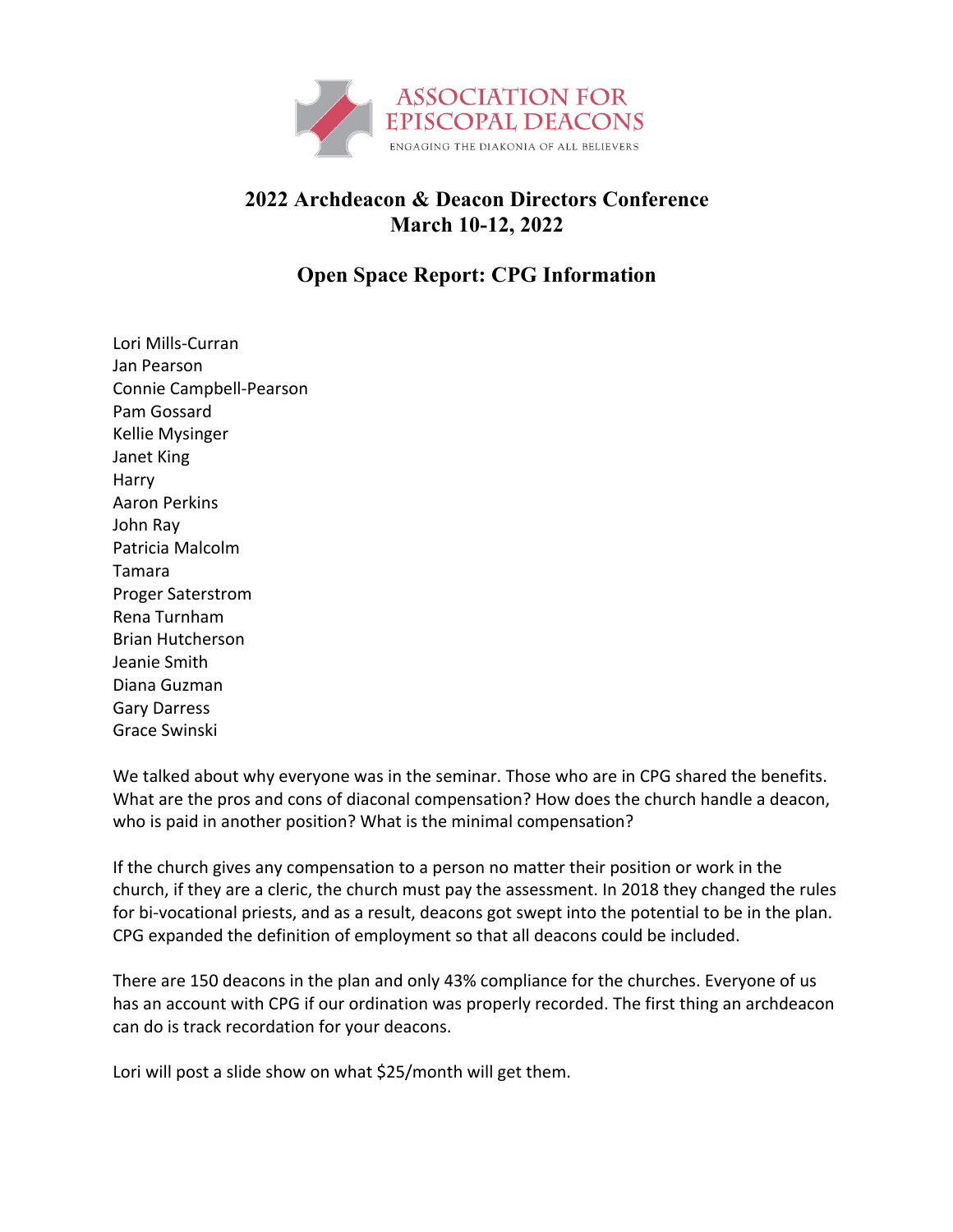ASSOCIATION FOR EPISCOPAL DEACONS

ENGAGING THE DIAKONIA OF ALL BELIEVERS

## 2022 Archdeacon & Deacon Directors Conference
## March 10-12, 2022

## Open Space Report: CPG Information

Lori Mills-Curran
Jan Pearson
Connie Campbell-Pearson
Pam Gossard
Kellie Mysinger
Janet King
Harry
Aaron Perkins
John Ray
Patricia Malcolm
Tamara
Proger Saterstrom
Rena Turnham
Brian Hutcherson
Jeanie Smith
Diana Guzman
Gary Darress
Grace Swinski

We talked about why everyone was in the seminar. Those who are in CPG shared the benefits. What are the pros and cons of diaconal compensation? How does the church handle a deacon, who is paid in another position? What is the minimal compensation?

If the church gives any compensation to a person no matter their position or work in the church, if they are a cleric, the church must pay the assessment. In 2018 they changed the rules for bi-vocational priests, and as a result, deacons got swept into the potential to be in the plan. CPG expanded the definition of employment so that all deacons could be included.

There are 150 deacons in the plan and only 43% compliance for the churches. Everyone of us has an account with CPG if our ordination was properly recorded. The first thing an archdeacon can do is track recordation for your deacons.

Lori will post a slide show on what $25/month will get them.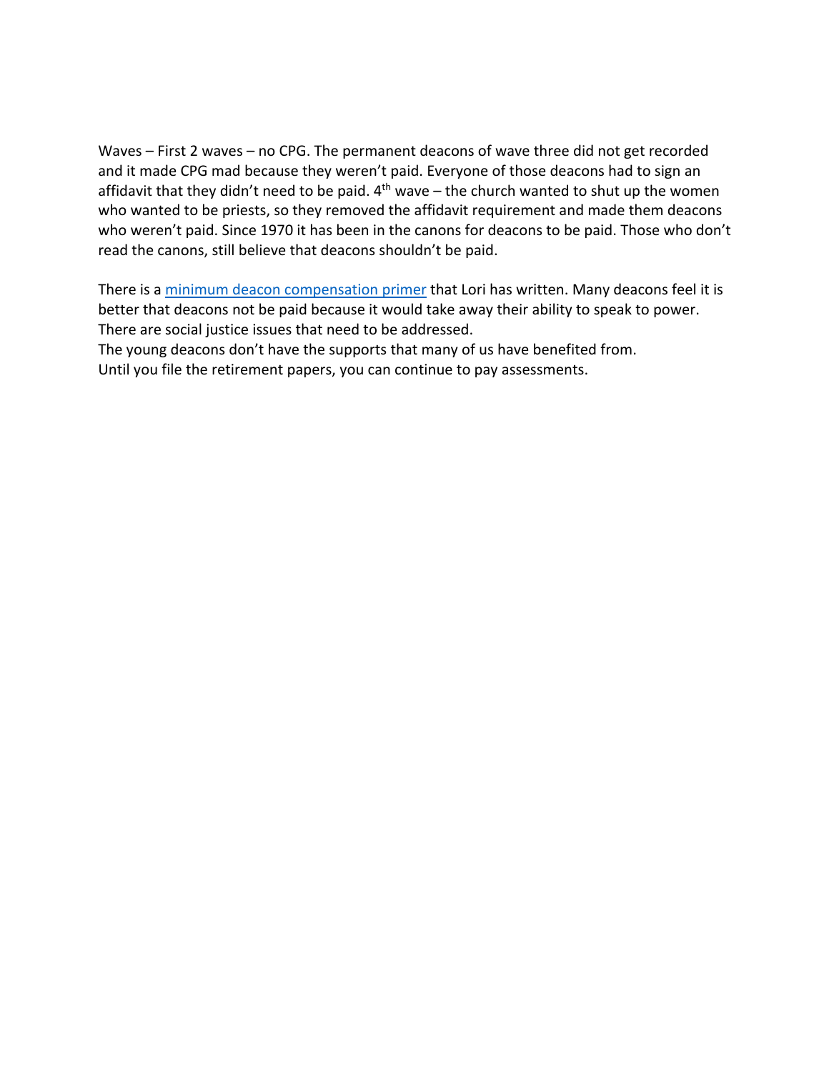Waves – First 2 waves – no CPG. The permanent deacons of wave three did not get recorded and it made CPG mad because they weren't paid. Everyone of those deacons had to sign an affidavit that they didn't need to be paid. 4th wave – the church wanted to shut up the women who wanted to be priests, so they removed the affidavit requirement and made them deacons who weren't paid. Since 1970 it has been in the canons for deacons to be paid. Those who don't read the canons, still believe that deacons shouldn't be paid.

There is a minimum deacon compensation primer that Lori has written. Many deacons feel it is better that deacons not be paid because it would take away their ability to speak to power. There are social justice issues that need to be addressed.
The young deacons don't have the supports that many of us have benefited from.
Until you file the retirement papers, you can continue to pay assessments.